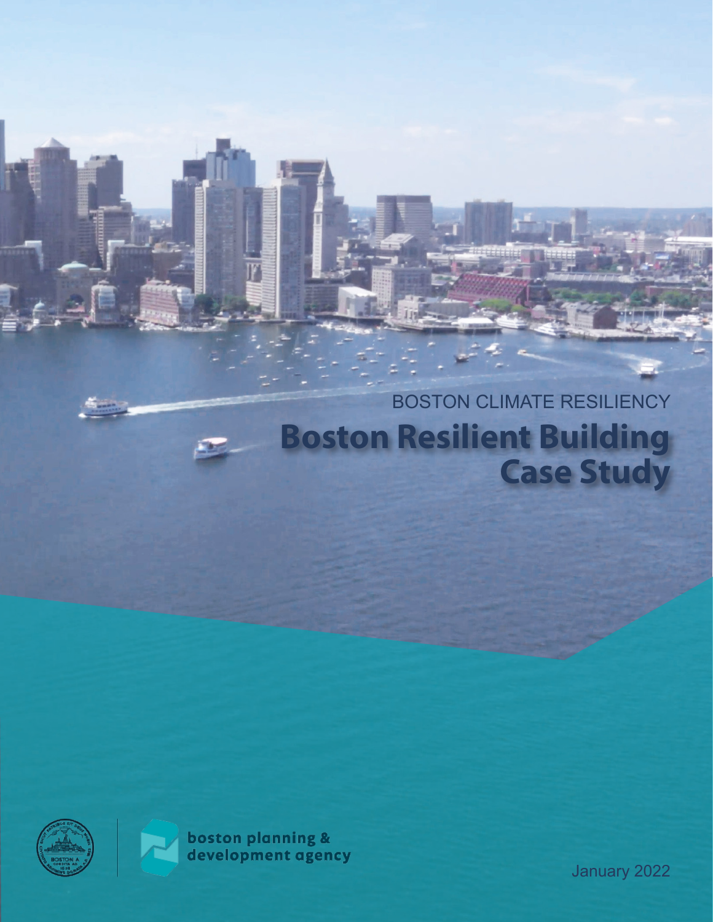BOSTON CLIMATE RESILIENCY

# Boston Resilient Building Case Study

boston planning & development agency

January 2022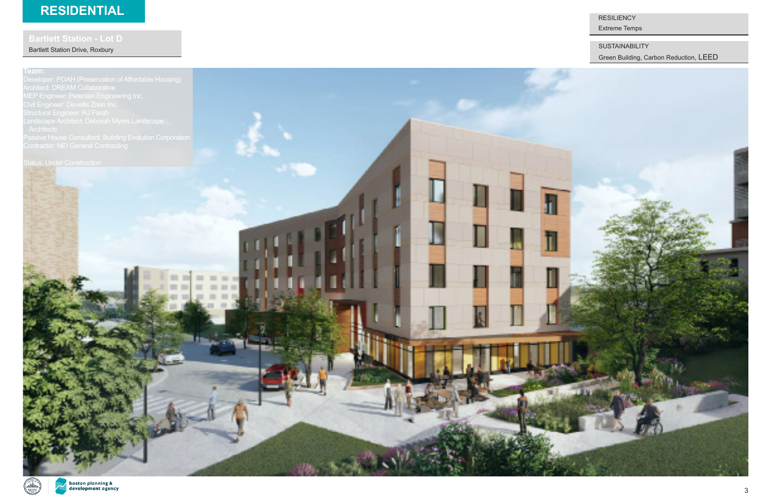# RESIDENTIAL

## Bartlett Station - Lot D

Bartlett Station Drive, Roxbury

RESILIENCY

Extreme Temps

SUSTAINABILITY

Green Building, Carbon Reduction, LEED

**Team:**

Developer: POAH (Preservation of Affordable Housing)
Architect: DREAM Collaborative
MEP Engineer: Petersen Engineering Inc.
Civil Engineer: Devellis Zrein Inc.
Structural Engineer: RJ Farah
Landscape Architect: Deborah Myers Landscape Architects
Passive House Consultant: Building Evolution Corporation
Contractor: NEI General Contracting

Status: Under Construction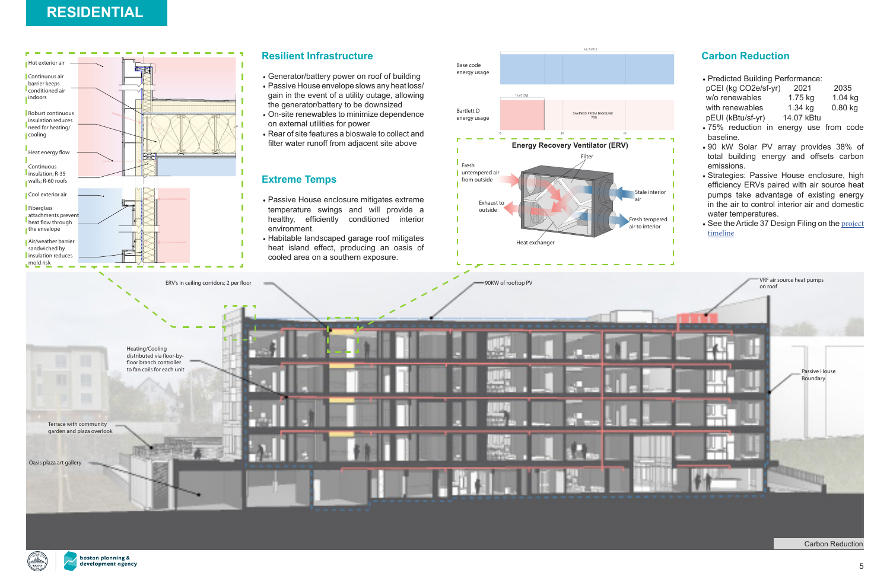# RESIDENTIAL

Hot exterior air

Continuous air barrier keeps conditioned air indoors

Robust continuous insulation reduces need for heating/cooling

Heat energy flow

Continuous insulation; R-35 walls; R-60 roofs

Cool exterior air

Fiberglass attachments prevent heat flow through the envelope

Air/weather barrier sandwiched by insulation reduces mold risk

## Resilient Infrastructure

- Generator/battery power on roof of building
- Passive House envelope slows any heat loss/gain in the event of a utility outage, allowing the generator/battery to be downsized
- On-site renewables to minimize dependence on external utilities for power
- Rear of site features a bioswale to collect and filter water runoff from adjacent site above

## Extreme Temps

- Passive House enclosure mitigates extreme temperature swings and will provide a healthy, efficiently conditioned interior environment.
- Habitable landscaped garage roof mitigates heat island effect, producing an oasis of cooled area on a southern exposure.

Base code energy usage

Bartlett D energy usage

14.07 EUI

SAVINGS FROM BASELINE 75%

0 20 40

### Energy Recovery Ventilator (ERV)

Filter

Fresh untempered air from outside

Stale interior air

Exhaust to outside

Fresh tempered air to interior

Heat exchanger

## Carbon Reduction

- Predicted Building Performance:

| | 2021 | 2035 |
|---|---|---|
| pCEI (kg CO2e/sf-yr) | | |
| w/o renewables | 1.75 kg | 1.04 kg |
| with renewables | 1.34 kg | 0.80 kg |
| pEUI (kBtu/sf-yr) | 14.07 kBtu | |

- 75% reduction in energy use from code baseline.
- 90 kW Solar PV array provides 38% of total building energy and offsets carbon emissions.
- Strategies: Passive House enclosure, high efficiency ERVs paired with air source heat pumps take advantage of existing energy in the air to control interior air and domestic water temperatures.
- See the Article 37 Design Filing on the project timeline

ERV's in ceiling corridors; 2 per floor

90KW of rooftop PV

VRF air source heat pumps on roof

Heating/Cooling distributed via floor-by-floor branch controller to fan coils for each unit

Passive House Boundary

Terrace with community garden and plaza overlook

Oasis plaza art gallery

Carbon Reduction